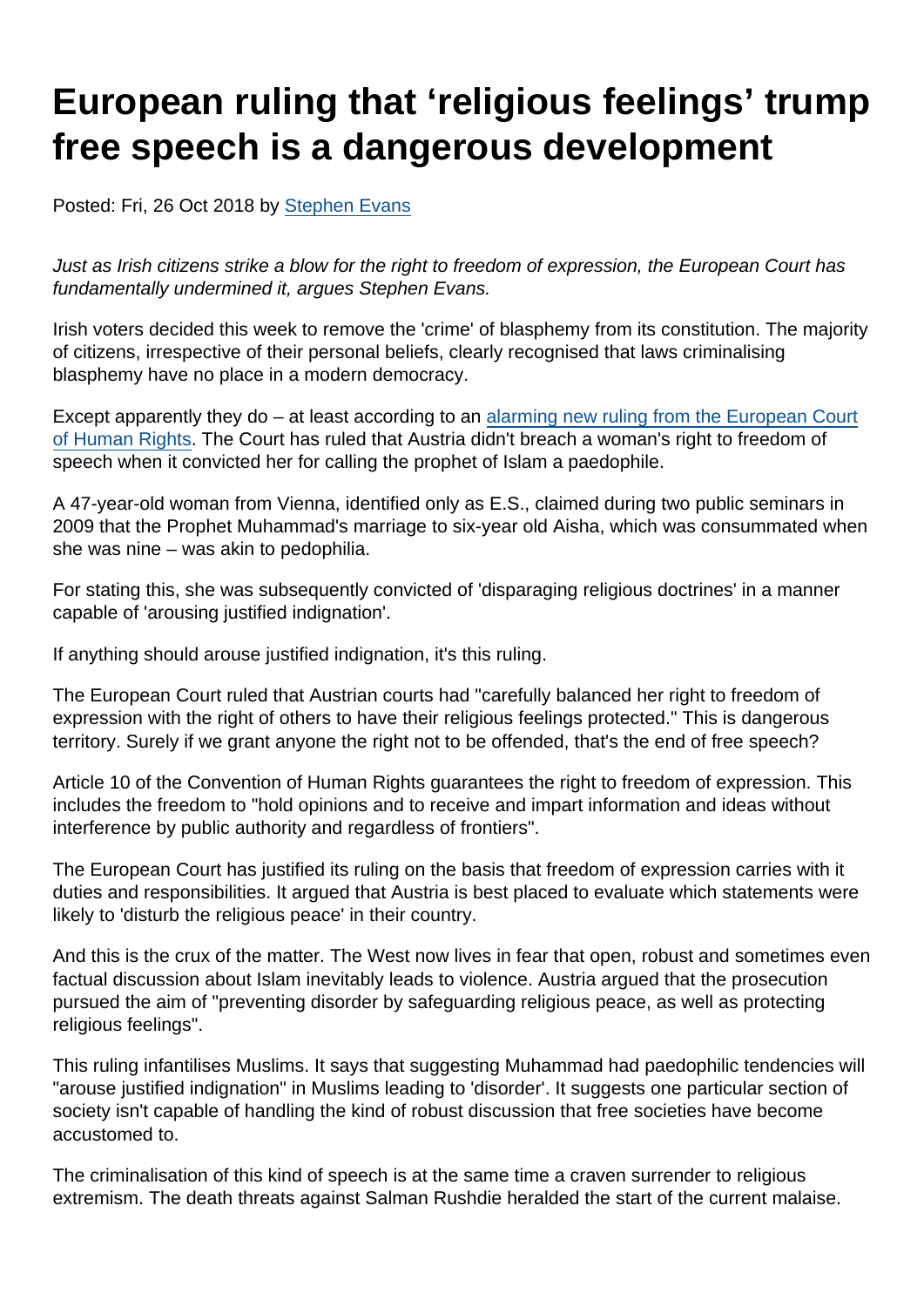# European ruling that 'religious feelings' trump free speech is a dangerous development

Posted: Fri, 26 Oct 2018 by [Stephen Evans]

*Just as Irish citizens strike a blow for the right to freedom of expression, the European Court has fundamentally undermined it, argues Stephen Evans.*

Irish voters decided this week to remove the 'crime' of blasphemy from its constitution. The majority of citizens, irrespective of their personal beliefs, clearly recognised that laws criminalising blasphemy have no place in a modern democracy.

Except apparently they do – at least according to an [alarming new ruling from the European Court of Human Rights]. The Court has ruled that Austria didn't breach a woman's right to freedom of speech when it convicted her for calling the prophet of Islam a paedophile.

A 47-year-old woman from Vienna, identified only as E.S., claimed during two public seminars in 2009 that the Prophet Muhammad's marriage to six-year old Aisha, which was consummated when she was nine – was akin to pedophilia.

For stating this, she was subsequently convicted of 'disparaging religious doctrines' in a manner capable of 'arousing justified indignation'.

If anything should arouse justified indignation, it's this ruling.

The European Court ruled that Austrian courts had "carefully balanced her right to freedom of expression with the right of others to have their religious feelings protected." This is dangerous territory. Surely if we grant anyone the right not to be offended, that's the end of free speech?

Article 10 of the Convention of Human Rights guarantees the right to freedom of expression. This includes the freedom to "hold opinions and to receive and impart information and ideas without interference by public authority and regardless of frontiers".

The European Court has justified its ruling on the basis that freedom of expression carries with it duties and responsibilities. It argued that Austria is best placed to evaluate which statements were likely to 'disturb the religious peace' in their country.

And this is the crux of the matter. The West now lives in fear that open, robust and sometimes even factual discussion about Islam inevitably leads to violence. Austria argued that the prosecution pursued the aim of "preventing disorder by safeguarding religious peace, as well as protecting religious feelings".

This ruling infantilises Muslims. It says that suggesting Muhammad had paedophilic tendencies will "arouse justified indignation" in Muslims leading to 'disorder'. It suggests one particular section of society isn't capable of handling the kind of robust discussion that free societies have become accustomed to.

The criminalisation of this kind of speech is at the same time a craven surrender to religious extremism. The death threats against Salman Rushdie heralded the start of the current malaise.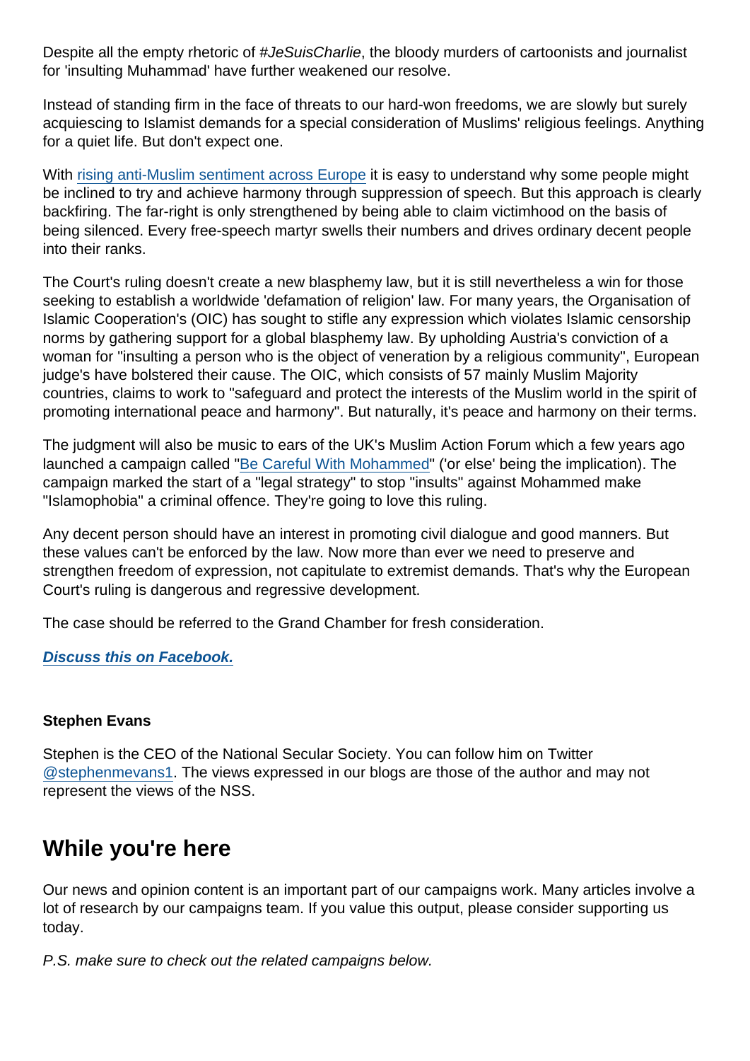Despite all the empty rhetoric of #*JeSuisCharlie*, the bloody murders of cartoonists and journalist for 'insulting Muhammad' have further weakened our resolve.

Instead of standing firm in the face of threats to our hard-won freedoms, we are slowly but surely acquiescing to Islamist demands for a special consideration of Muslims' religious feelings. Anything for a quiet life. But don't expect one.

With [rising anti-Muslim sentiment across Europe]() it is easy to understand why some people might be inclined to try and achieve harmony through suppression of speech. But this approach is clearly backfiring. The far-right is only strengthened by being able to claim victimhood on the basis of being silenced. Every free-speech martyr swells their numbers and drives ordinary decent people into their ranks.

The Court's ruling doesn't create a new blasphemy law, but it is still nevertheless a win for those seeking to establish a worldwide 'defamation of religion' law. For many years, the Organisation of Islamic Cooperation's (OIC) has sought to stifle any expression which violates Islamic censorship norms by gathering support for a global blasphemy law. By upholding Austria's conviction of a woman for "insulting a person who is the object of veneration by a religious community", European judge's have bolstered their cause. The OIC, which consists of 57 mainly Muslim Majority countries, claims to work to "safeguard and protect the interests of the Muslim world in the spirit of promoting international peace and harmony". But naturally, it's peace and harmony on their terms.

The judgment will also be music to ears of the UK's Muslim Action Forum which a few years ago launched a campaign called "[Be Careful With Mohammed]()" ('or else' being the implication). The campaign marked the start of a "legal strategy" to stop "insults" against Mohammed make "Islamophobia" a criminal offence. They're going to love this ruling.

Any decent person should have an interest in promoting civil dialogue and good manners. But these values can't be enforced by the law. Now more than ever we need to preserve and strengthen freedom of expression, not capitulate to extremist demands. That's why the European Court's ruling is dangerous and regressive development.

The case should be referred to the Grand Chamber for fresh consideration.

***[Discuss this on Facebook.]()***

**Stephen Evans**

Stephen is the CEO of the National Secular Society. You can follow him on Twitter [@stephenmevans1](). The views expressed in our blogs are those of the author and may not represent the views of the NSS.

## While you're here

Our news and opinion content is an important part of our campaigns work. Many articles involve a lot of research by our campaigns team. If you value this output, please consider supporting us today.

*P.S. make sure to check out the related campaigns below.*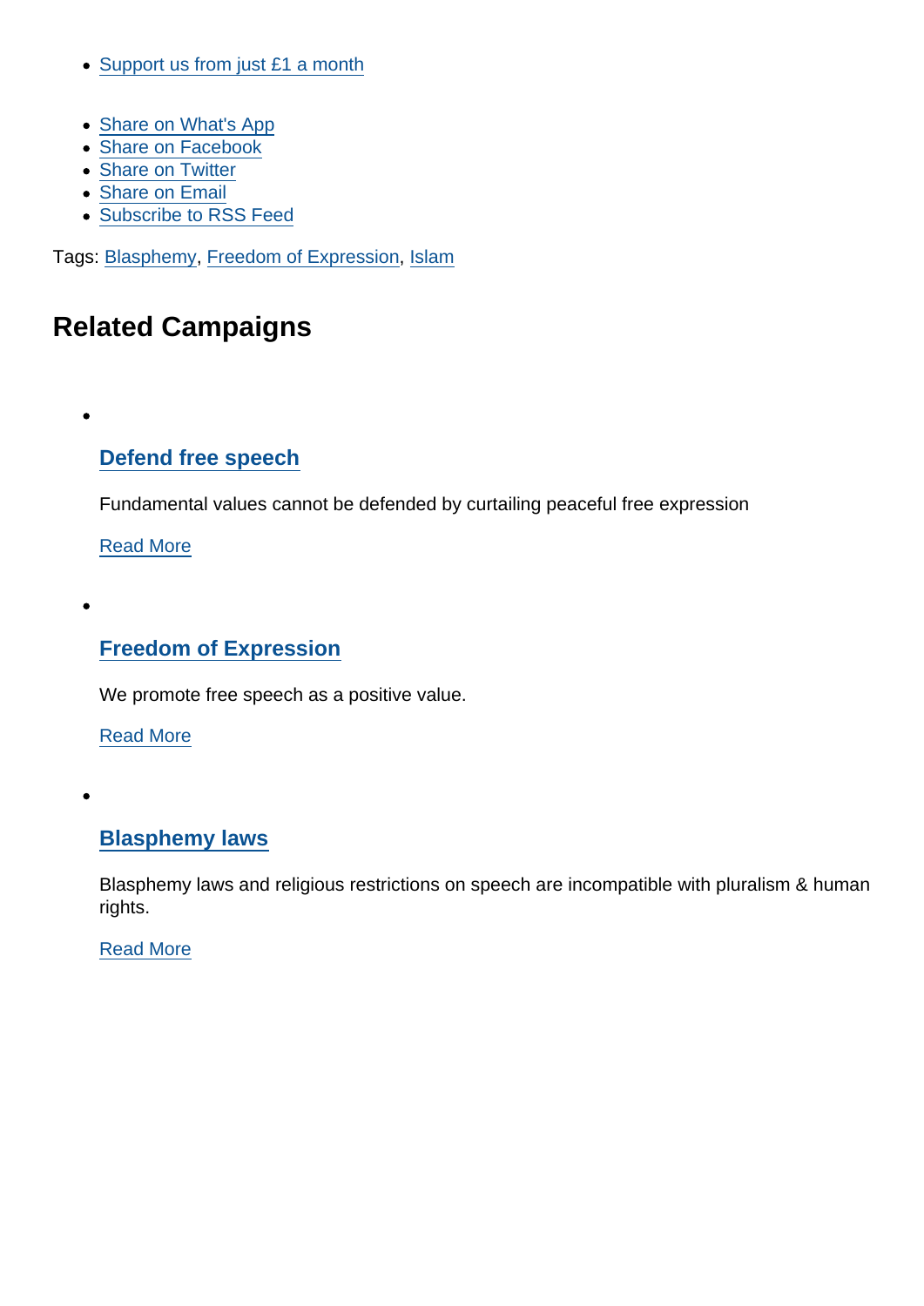- Support us from just £1 a month

- Share on What's App
- Share on Facebook
- Share on Twitter
- Share on Email
- Subscribe to RSS Feed

Tags: Blasphemy, Freedom of Expression, Islam

## Related Campaigns

- ### Defend free speech

  Fundamental values cannot be defended by curtailing peaceful free expression

  Read More

- ### Freedom of Expression

  We promote free speech as a positive value.

  Read More

- ### Blasphemy laws

  Blasphemy laws and religious restrictions on speech are incompatible with pluralism & human rights.

  Read More